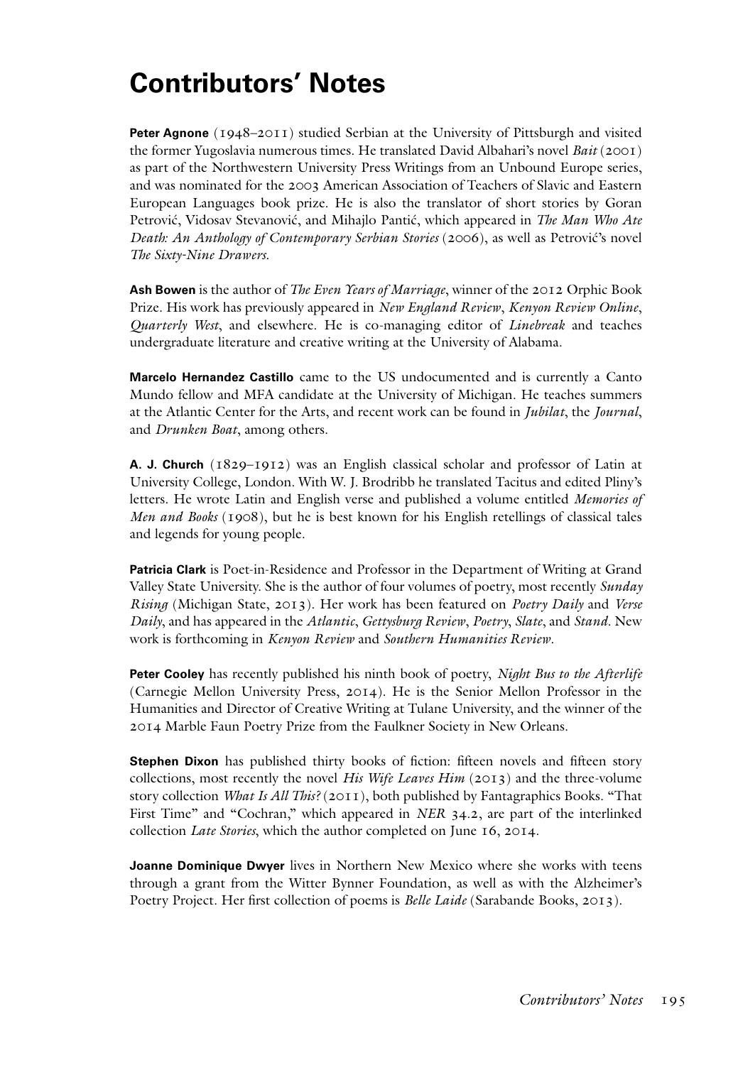# Contributors' Notes

**Peter Agnone** (1948–2011) studied Serbian at the University of Pittsburgh and visited the former Yugoslavia numerous times. He translated David Albahari's novel *Bait* (2001) as part of the Northwestern University Press Writings from an Unbound Europe series, and was nominated for the 2003 American Association of Teachers of Slavic and Eastern European Languages book prize. He is also the translator of short stories by Goran Petrović, Vidosav Stevanović, and Mihajlo Pantić, which appeared in *The Man Who Ate Death: An Anthology of Contemporary Serbian Stories* (2006), as well as Petrović's novel *The Sixty-Nine Drawers*.

**Ash Bowen** is the author of *The Even Years of Marriage*, winner of the 2012 Orphic Book Prize. His work has previously appeared in *New England Review*, *Kenyon Review Online*, *Quarterly West*, and elsewhere. He is co-managing editor of *Linebreak* and teaches undergraduate literature and creative writing at the University of Alabama.

**Marcelo Hernandez Castillo** came to the US undocumented and is currently a Canto Mundo fellow and MFA candidate at the University of Michigan. He teaches summers at the Atlantic Center for the Arts, and recent work can be found in *Jubilat*, the *Journal*, and *Drunken Boat*, among others.

**A. J. Church** (1829–1912) was an English classical scholar and professor of Latin at University College, London. With W. J. Brodribb he translated Tacitus and edited Pliny's letters. He wrote Latin and English verse and published a volume entitled *Memories of Men and Books* (1908), but he is best known for his English retellings of classical tales and legends for young people.

**Patricia Clark** is Poet-in-Residence and Professor in the Department of Writing at Grand Valley State University. She is the author of four volumes of poetry, most recently *Sunday Rising* (Michigan State, 2013). Her work has been featured on *Poetry Daily* and *Verse Daily*, and has appeared in the *Atlantic*, *Gettysburg Review*, *Poetry*, *Slate*, and *Stand*. New work is forthcoming in *Kenyon Review* and *Southern Humanities Review*.

**Peter Cooley** has recently published his ninth book of poetry, *Night Bus to the Afterlife* (Carnegie Mellon University Press, 2014). He is the Senior Mellon Professor in the Humanities and Director of Creative Writing at Tulane University, and the winner of the 2014 Marble Faun Poetry Prize from the Faulkner Society in New Orleans.

**Stephen Dixon** has published thirty books of fiction: fifteen novels and fifteen story collections, most recently the novel *His Wife Leaves Him* (2013) and the three-volume story collection *What Is All This?* (2011), both published by Fantagraphics Books. "That First Time" and "Cochran," which appeared in *NER* 34.2, are part of the interlinked collection *Late Stories*, which the author completed on June 16, 2014.

**Joanne Dominique Dwyer** lives in Northern New Mexico where she works with teens through a grant from the Witter Bynner Foundation, as well as with the Alzheimer's Poetry Project. Her first collection of poems is *Belle Laide* (Sarabande Books, 2013).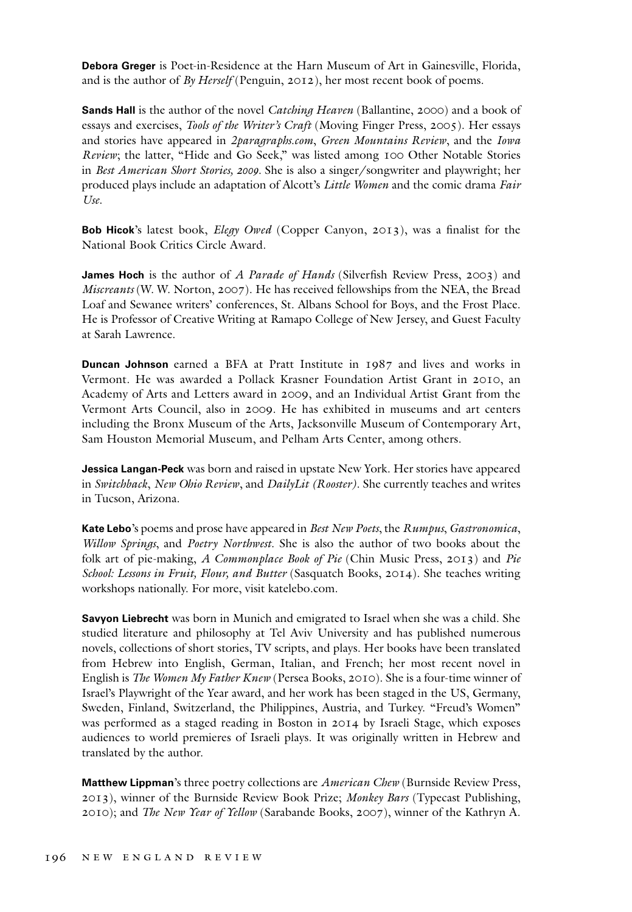**Debora Greger** is Poet-in-Residence at the Harn Museum of Art in Gainesville, Florida, and is the author of *By Herself* (Penguin, 2012), her most recent book of poems.

**Sands Hall** is the author of the novel *Catching Heaven* (Ballantine, 2000) and a book of essays and exercises, *Tools of the Writer's Craft* (Moving Finger Press, 2005). Her essays and stories have appeared in *2paragraphs.com*, *Green Mountains Review*, and the *Iowa Review*; the latter, "Hide and Go Seek," was listed among 100 Other Notable Stories in *Best American Short Stories, 2009*. She is also a singer/songwriter and playwright; her produced plays include an adaptation of Alcott's *Little Women* and the comic drama *Fair Use*.

**Bob Hicok**'s latest book, *Elegy Owed* (Copper Canyon, 2013), was a finalist for the National Book Critics Circle Award.

**James Hoch** is the author of *A Parade of Hands* (Silverfish Review Press, 2003) and *Miscreants* (W. W. Norton, 2007). He has received fellowships from the NEA, the Bread Loaf and Sewanee writers' conferences, St. Albans School for Boys, and the Frost Place. He is Professor of Creative Writing at Ramapo College of New Jersey, and Guest Faculty at Sarah Lawrence.

**Duncan Johnson** earned a BFA at Pratt Institute in 1987 and lives and works in Vermont. He was awarded a Pollack Krasner Foundation Artist Grant in 2010, an Academy of Arts and Letters award in 2009, and an Individual Artist Grant from the Vermont Arts Council, also in 2009. He has exhibited in museums and art centers including the Bronx Museum of the Arts, Jacksonville Museum of Contemporary Art, Sam Houston Memorial Museum, and Pelham Arts Center, among others.

**Jessica Langan-Peck** was born and raised in upstate New York. Her stories have appeared in *Switchback*, *New Ohio Review*, and *DailyLit (Rooster)*. She currently teaches and writes in Tucson, Arizona.

**Kate Lebo**'s poems and prose have appeared in *Best New Poets*, the *Rumpus*, *Gastronomica*, *Willow Springs*, and *Poetry Northwest*. She is also the author of two books about the folk art of pie-making, *A Commonplace Book of Pie* (Chin Music Press, 2013) and *Pie School: Lessons in Fruit, Flour, and Butter* (Sasquatch Books, 2014). She teaches writing workshops nationally. For more, visit katelebo.com.

**Savyon Liebrecht** was born in Munich and emigrated to Israel when she was a child. She studied literature and philosophy at Tel Aviv University and has published numerous novels, collections of short stories, TV scripts, and plays. Her books have been translated from Hebrew into English, German, Italian, and French; her most recent novel in English is *The Women My Father Knew* (Persea Books, 2010). She is a four-time winner of Israel's Playwright of the Year award, and her work has been staged in the US, Germany, Sweden, Finland, Switzerland, the Philippines, Austria, and Turkey. "Freud's Women" was performed as a staged reading in Boston in 2014 by Israeli Stage, which exposes audiences to world premieres of Israeli plays. It was originally written in Hebrew and translated by the author.

**Matthew Lippman**'s three poetry collections are *American Chew* (Burnside Review Press, 2013), winner of the Burnside Review Book Prize; *Monkey Bars* (Typecast Publishing, 2010); and *The New Year of Yellow* (Sarabande Books, 2007), winner of the Kathryn A.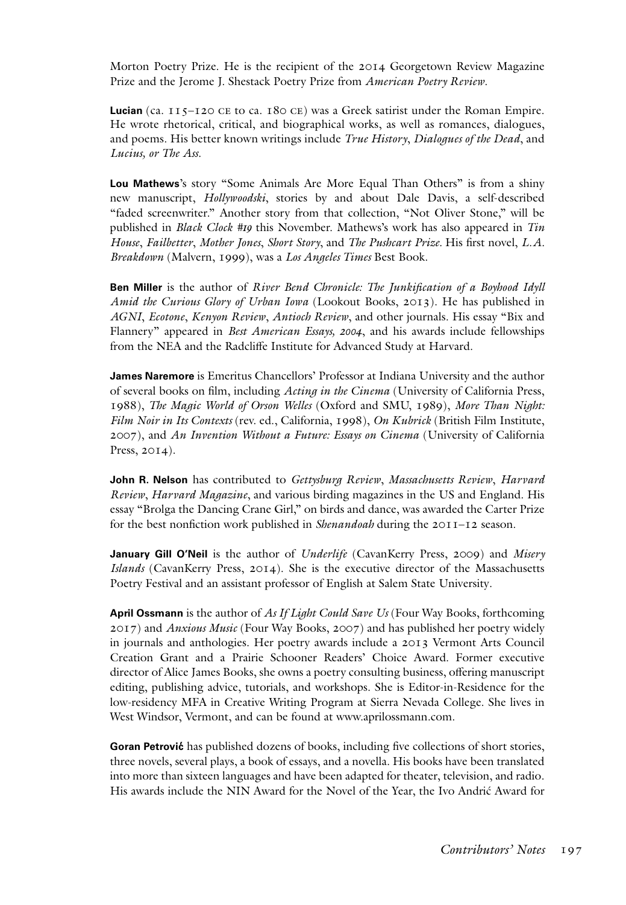Morton Poetry Prize. He is the recipient of the 2014 Georgetown Review Magazine Prize and the Jerome J. Shestack Poetry Prize from *American Poetry Review*.

**Lucian** (ca. 115–120 CE to ca. 180 CE) was a Greek satirist under the Roman Empire. He wrote rhetorical, critical, and biographical works, as well as romances, dialogues, and poems. His better known writings include *True History*, *Dialogues of the Dead*, and *Lucius, or The Ass*.

**Lou Mathews**'s story "Some Animals Are More Equal Than Others" is from a shiny new manuscript, *Hollywoodski*, stories by and about Dale Davis, a self-described "faded screenwriter." Another story from that collection, "Not Oliver Stone," will be published in *Black Clock #19* this November. Mathews's work has also appeared in *Tin House*, *Failbetter*, *Mother Jones*, *Short Story*, and *The Pushcart Prize*. His first novel, *L.A. Breakdown* (Malvern, 1999), was a *Los Angeles Times* Best Book.

**Ben Miller** is the author of *River Bend Chronicle: The Junkification of a Boyhood Idyll Amid the Curious Glory of Urban Iowa* (Lookout Books, 2013). He has published in *AGNI*, *Ecotone*, *Kenyon Review*, *Antioch Review*, and other journals. His essay "Bix and Flannery" appeared in *Best American Essays, 2004*, and his awards include fellowships from the NEA and the Radcliffe Institute for Advanced Study at Harvard.

**James Naremore** is Emeritus Chancellors' Professor at Indiana University and the author of several books on film, including *Acting in the Cinema* (University of California Press, 1988), *The Magic World of Orson Welles* (Oxford and SMU, 1989), *More Than Night: Film Noir in Its Contexts* (rev. ed., California, 1998), *On Kubrick* (British Film Institute, 2007), and *An Invention Without a Future: Essays on Cinema* (University of California Press, 2014).

**John R. Nelson** has contributed to *Gettysburg Review*, *Massachusetts Review*, *Harvard Review*, *Harvard Magazine*, and various birding magazines in the US and England. His essay "Brolga the Dancing Crane Girl," on birds and dance, was awarded the Carter Prize for the best nonfiction work published in *Shenandoah* during the 2011–12 season.

**January Gill O'Neil** is the author of *Underlife* (CavanKerry Press, 2009) and *Misery Islands* (CavanKerry Press, 2014). She is the executive director of the Massachusetts Poetry Festival and an assistant professor of English at Salem State University.

**April Ossmann** is the author of *As If Light Could Save Us* (Four Way Books, forthcoming 2017) and *Anxious Music* (Four Way Books, 2007) and has published her poetry widely in journals and anthologies. Her poetry awards include a 2013 Vermont Arts Council Creation Grant and a Prairie Schooner Readers' Choice Award. Former executive director of Alice James Books, she owns a poetry consulting business, offering manuscript editing, publishing advice, tutorials, and workshops. She is Editor-in-Residence for the low-residency MFA in Creative Writing Program at Sierra Nevada College. She lives in West Windsor, Vermont, and can be found at www.aprilossmann.com.

**Goran Petrović** has published dozens of books, including five collections of short stories, three novels, several plays, a book of essays, and a novella. His books have been translated into more than sixteen languages and have been adapted for theater, television, and radio. His awards include the NIN Award for the Novel of the Year, the Ivo Andrić Award for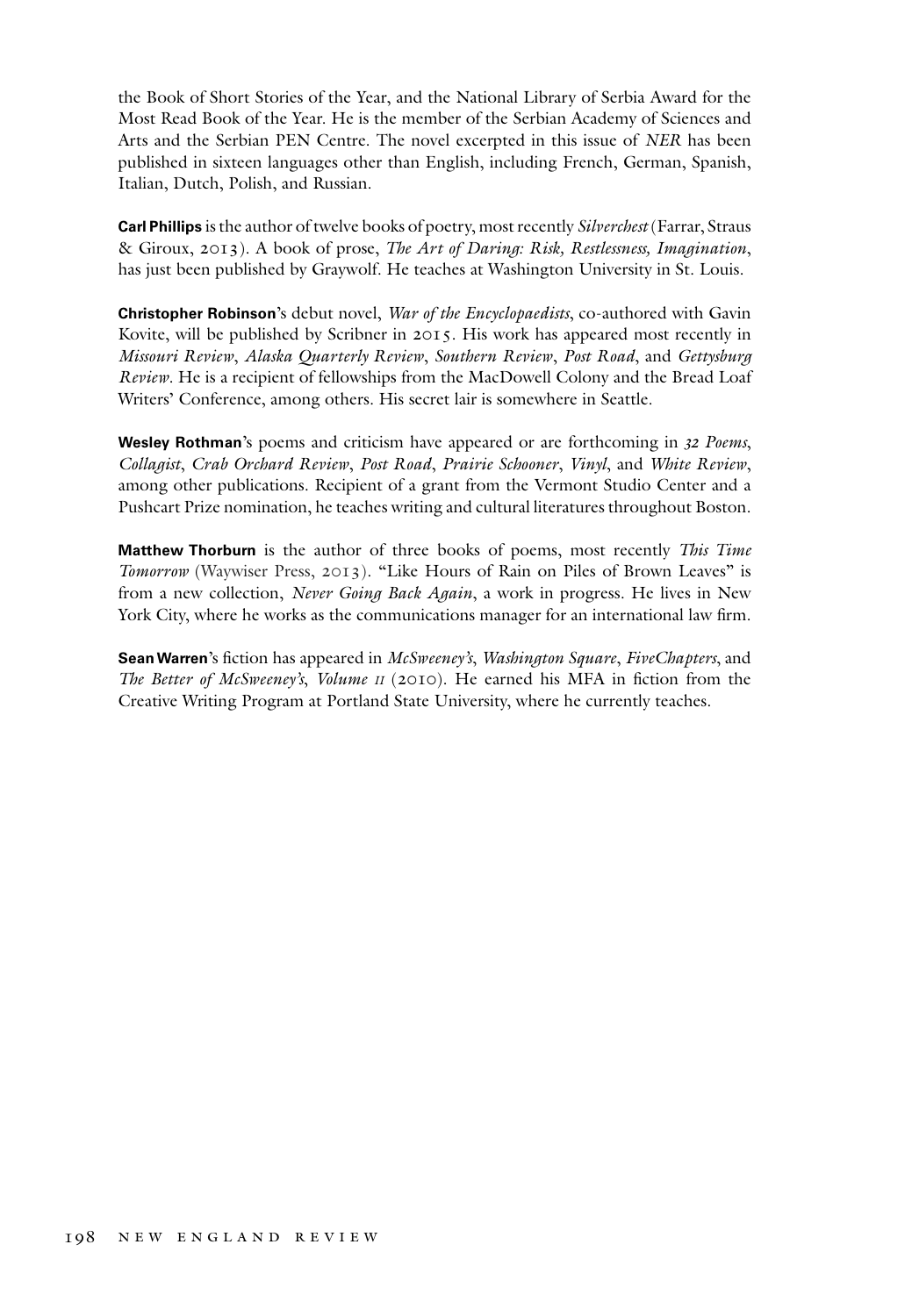the Book of Short Stories of the Year, and the National Library of Serbia Award for the Most Read Book of the Year. He is the member of the Serbian Academy of Sciences and Arts and the Serbian PEN Centre. The novel excerpted in this issue of *NER* has been published in sixteen languages other than English, including French, German, Spanish, Italian, Dutch, Polish, and Russian.

**Carl Phillips** is the author of twelve books of poetry, most recently *Silverchest* (Farrar, Straus & Giroux, 2013). A book of prose, *The Art of Daring: Risk, Restlessness, Imagination*, has just been published by Graywolf. He teaches at Washington University in St. Louis.

**Christopher Robinson**'s debut novel, *War of the Encyclopaedists*, co-authored with Gavin Kovite, will be published by Scribner in 2015. His work has appeared most recently in *Missouri Review*, *Alaska Quarterly Review*, *Southern Review*, *Post Road*, and *Gettysburg Review*. He is a recipient of fellowships from the MacDowell Colony and the Bread Loaf Writers' Conference, among others. His secret lair is somewhere in Seattle.

**Wesley Rothman**'s poems and criticism have appeared or are forthcoming in *32 Poems*, *Collagist*, *Crab Orchard Review*, *Post Road*, *Prairie Schooner*, *Vinyl*, and *White Review*, among other publications. Recipient of a grant from the Vermont Studio Center and a Pushcart Prize nomination, he teaches writing and cultural literatures throughout Boston.

**Matthew Thorburn** is the author of three books of poems, most recently *This Time Tomorrow* (Waywiser Press, 2013). "Like Hours of Rain on Piles of Brown Leaves" is from a new collection, *Never Going Back Again*, a work in progress. He lives in New York City, where he works as the communications manager for an international law firm.

**Sean Warren**'s fiction has appeared in *McSweeney's*, *Washington Square*, *FiveChapters*, and *The Better of McSweeney's, Volume II* (2010). He earned his MFA in fiction from the Creative Writing Program at Portland State University, where he currently teaches.